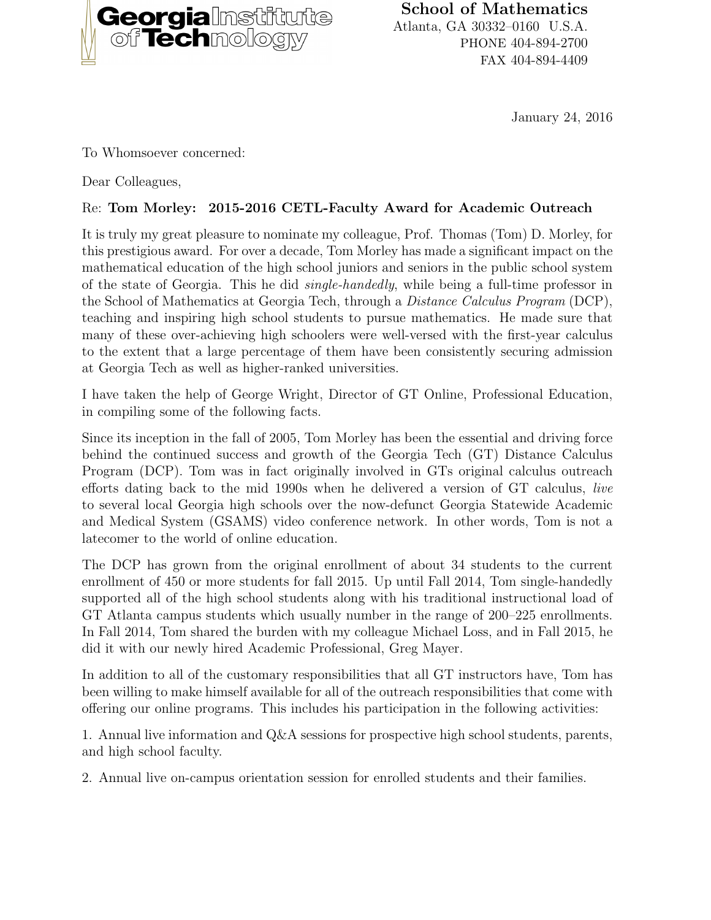Georgia Institute of Technology

**School of Mathematics**
Atlanta, GA 30332–0160 U.S.A.
PHONE 404-894-2700
FAX 404-894-4409

January 24, 2016

To Whomsoever concerned:

Dear Colleagues,

Re: **Tom Morley: 2015-2016 CETL-Faculty Award for Academic Outreach**

It is truly my great pleasure to nominate my colleague, Prof. Thomas (Tom) D. Morley, for this prestigious award. For over a decade, Tom Morley has made a significant impact on the mathematical education of the high school juniors and seniors in the public school system of the state of Georgia. This he did *single-handedly*, while being a full-time professor in the School of Mathematics at Georgia Tech, through a *Distance Calculus Program* (DCP), teaching and inspiring high school students to pursue mathematics. He made sure that many of these over-achieving high schoolers were well-versed with the first-year calculus to the extent that a large percentage of them have been consistently securing admission at Georgia Tech as well as higher-ranked universities.

I have taken the help of George Wright, Director of GT Online, Professional Education, in compiling some of the following facts.

Since its inception in the fall of 2005, Tom Morley has been the essential and driving force behind the continued success and growth of the Georgia Tech (GT) Distance Calculus Program (DCP). Tom was in fact originally involved in GTs original calculus outreach efforts dating back to the mid 1990s when he delivered a version of GT calculus, *live* to several local Georgia high schools over the now-defunct Georgia Statewide Academic and Medical System (GSAMS) video conference network. In other words, Tom is not a latecomer to the world of online education.

The DCP has grown from the original enrollment of about 34 students to the current enrollment of 450 or more students for fall 2015. Up until Fall 2014, Tom single-handedly supported all of the high school students along with his traditional instructional load of GT Atlanta campus students which usually number in the range of 200–225 enrollments. In Fall 2014, Tom shared the burden with my colleague Michael Loss, and in Fall 2015, he did it with our newly hired Academic Professional, Greg Mayer.

In addition to all of the customary responsibilities that all GT instructors have, Tom has been willing to make himself available for all of the outreach responsibilities that come with offering our online programs. This includes his participation in the following activities:

1. Annual live information and Q&A sessions for prospective high school students, parents, and high school faculty.

2. Annual live on-campus orientation session for enrolled students and their families.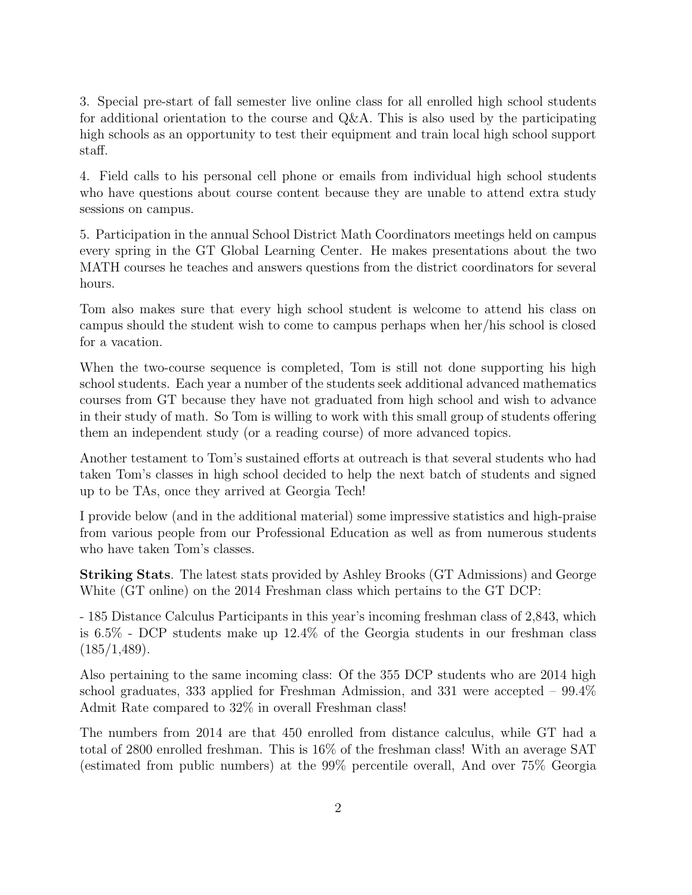3. Special pre-start of fall semester live online class for all enrolled high school students for additional orientation to the course and Q&A. This is also used by the participating high schools as an opportunity to test their equipment and train local high school support staff.

4. Field calls to his personal cell phone or emails from individual high school students who have questions about course content because they are unable to attend extra study sessions on campus.

5. Participation in the annual School District Math Coordinators meetings held on campus every spring in the GT Global Learning Center. He makes presentations about the two MATH courses he teaches and answers questions from the district coordinators for several hours.

Tom also makes sure that every high school student is welcome to attend his class on campus should the student wish to come to campus perhaps when her/his school is closed for a vacation.

When the two-course sequence is completed, Tom is still not done supporting his high school students. Each year a number of the students seek additional advanced mathematics courses from GT because they have not graduated from high school and wish to advance in their study of math. So Tom is willing to work with this small group of students offering them an independent study (or a reading course) of more advanced topics.

Another testament to Tom's sustained efforts at outreach is that several students who had taken Tom's classes in high school decided to help the next batch of students and signed up to be TAs, once they arrived at Georgia Tech!

I provide below (and in the additional material) some impressive statistics and high-praise from various people from our Professional Education as well as from numerous students who have taken Tom's classes.

**Striking Stats**. The latest stats provided by Ashley Brooks (GT Admissions) and George White (GT online) on the 2014 Freshman class which pertains to the GT DCP:

- 185 Distance Calculus Participants in this year's incoming freshman class of 2,843, which is 6.5% - DCP students make up 12.4% of the Georgia students in our freshman class (185/1,489).

Also pertaining to the same incoming class: Of the 355 DCP students who are 2014 high school graduates, 333 applied for Freshman Admission, and 331 were accepted – 99.4% Admit Rate compared to 32% in overall Freshman class!

The numbers from 2014 are that 450 enrolled from distance calculus, while GT had a total of 2800 enrolled freshman. This is 16% of the freshman class! With an average SAT (estimated from public numbers) at the 99% percentile overall, And over 75% Georgia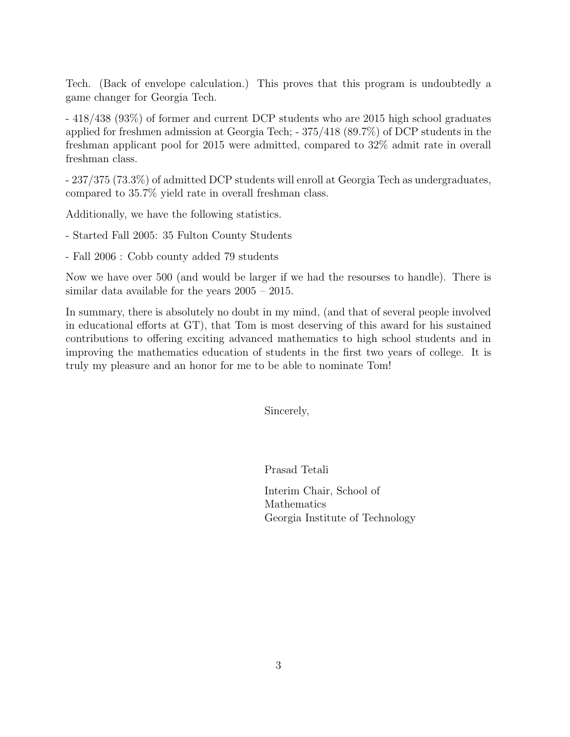Tech. (Back of envelope calculation.) This proves that this program is undoubtedly a game changer for Georgia Tech.

- 418/438 (93%) of former and current DCP students who are 2015 high school graduates applied for freshmen admission at Georgia Tech; - 375/418 (89.7%) of DCP students in the freshman applicant pool for 2015 were admitted, compared to 32% admit rate in overall freshman class.

- 237/375 (73.3%) of admitted DCP students will enroll at Georgia Tech as undergraduates, compared to 35.7% yield rate in overall freshman class.

Additionally, we have the following statistics.

- Started Fall 2005: 35 Fulton County Students

- Fall 2006 : Cobb county added 79 students

Now we have over 500 (and would be larger if we had the resourses to handle). There is similar data available for the years 2005 – 2015.

In summary, there is absolutely no doubt in my mind, (and that of several people involved in educational efforts at GT), that Tom is most deserving of this award for his sustained contributions to offering exciting advanced mathematics to high school students and in improving the mathematics education of students in the first two years of college. It is truly my pleasure and an honor for me to be able to nominate Tom!

Sincerely,

Prasad Tetali

Interim Chair, School of Mathematics
Georgia Institute of Technology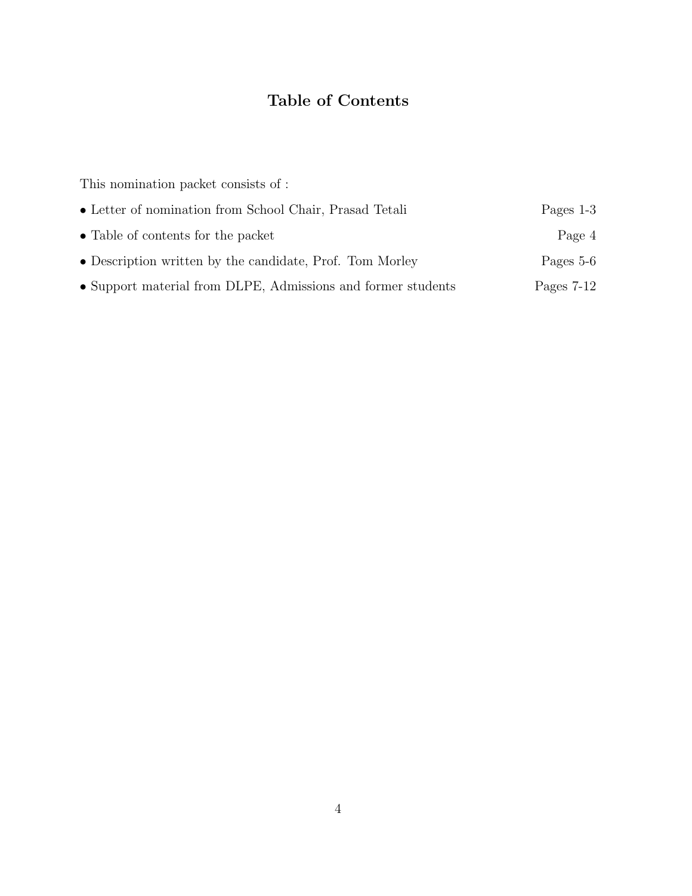# Table of Contents

This nomination packet consists of :

- Letter of nomination from School Chair, Prasad Tetali — Pages 1-3
- Table of contents for the packet — Page 4
- Description written by the candidate, Prof. Tom Morley — Pages 5-6
- Support material from DLPE, Admissions and former students — Pages 7-12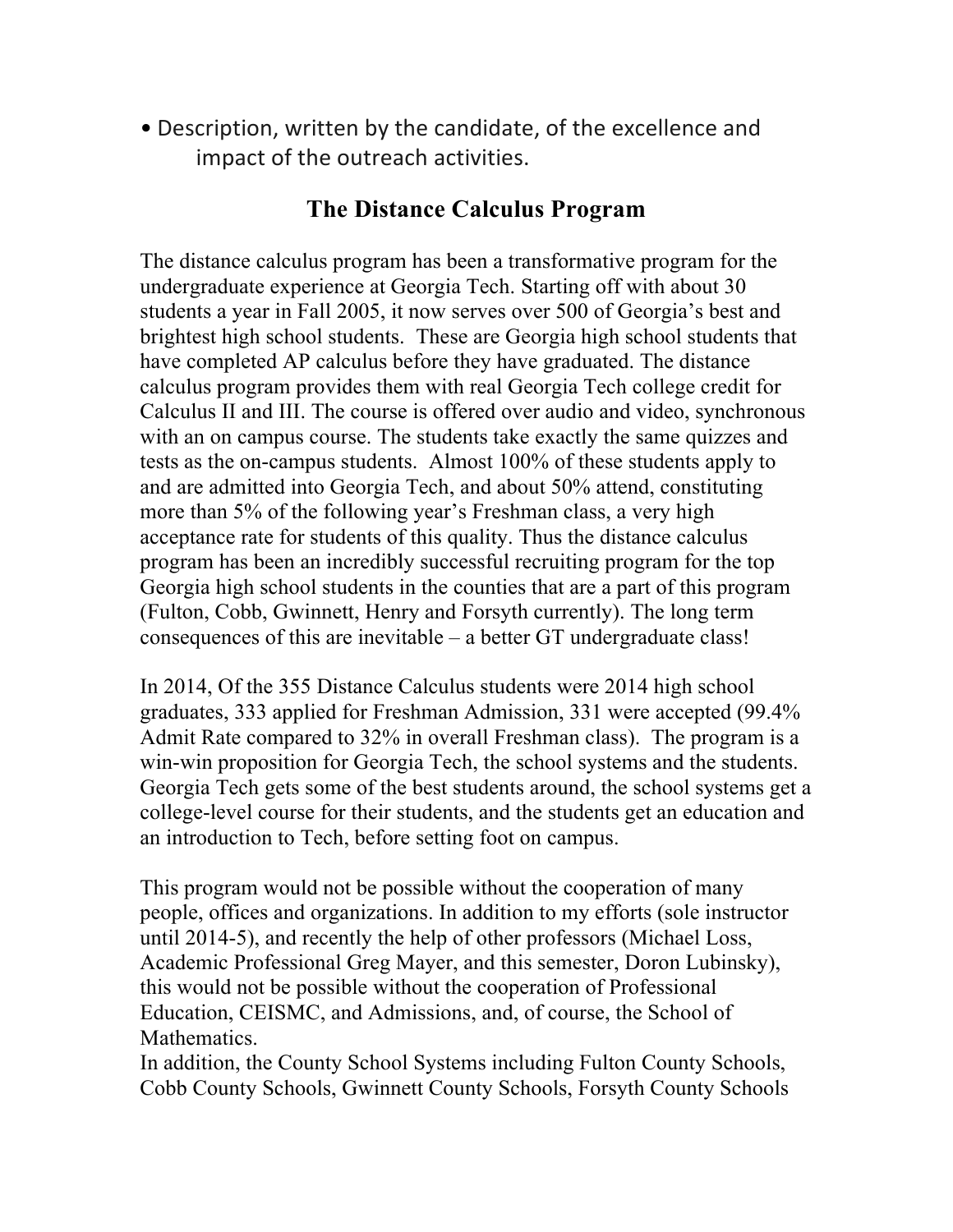• Description, written by the candidate, of the excellence and impact of the outreach activities.

## The Distance Calculus Program

The distance calculus program has been a transformative program for the undergraduate experience at Georgia Tech. Starting off with about 30 students a year in Fall 2005, it now serves over 500 of Georgia's best and brightest high school students. These are Georgia high school students that have completed AP calculus before they have graduated. The distance calculus program provides them with real Georgia Tech college credit for Calculus II and III. The course is offered over audio and video, synchronous with an on campus course. The students take exactly the same quizzes and tests as the on-campus students. Almost 100% of these students apply to and are admitted into Georgia Tech, and about 50% attend, constituting more than 5% of the following year's Freshman class, a very high acceptance rate for students of this quality. Thus the distance calculus program has been an incredibly successful recruiting program for the top Georgia high school students in the counties that are a part of this program (Fulton, Cobb, Gwinnett, Henry and Forsyth currently). The long term consequences of this are inevitable – a better GT undergraduate class!

In 2014, Of the 355 Distance Calculus students were 2014 high school graduates, 333 applied for Freshman Admission, 331 were accepted (99.4% Admit Rate compared to 32% in overall Freshman class). The program is a win-win proposition for Georgia Tech, the school systems and the students. Georgia Tech gets some of the best students around, the school systems get a college-level course for their students, and the students get an education and an introduction to Tech, before setting foot on campus.

This program would not be possible without the cooperation of many people, offices and organizations. In addition to my efforts (sole instructor until 2014-5), and recently the help of other professors (Michael Loss, Academic Professional Greg Mayer, and this semester, Doron Lubinsky), this would not be possible without the cooperation of Professional Education, CEISMC, and Admissions, and, of course, the School of Mathematics.

In addition, the County School Systems including Fulton County Schools, Cobb County Schools, Gwinnett County Schools, Forsyth County Schools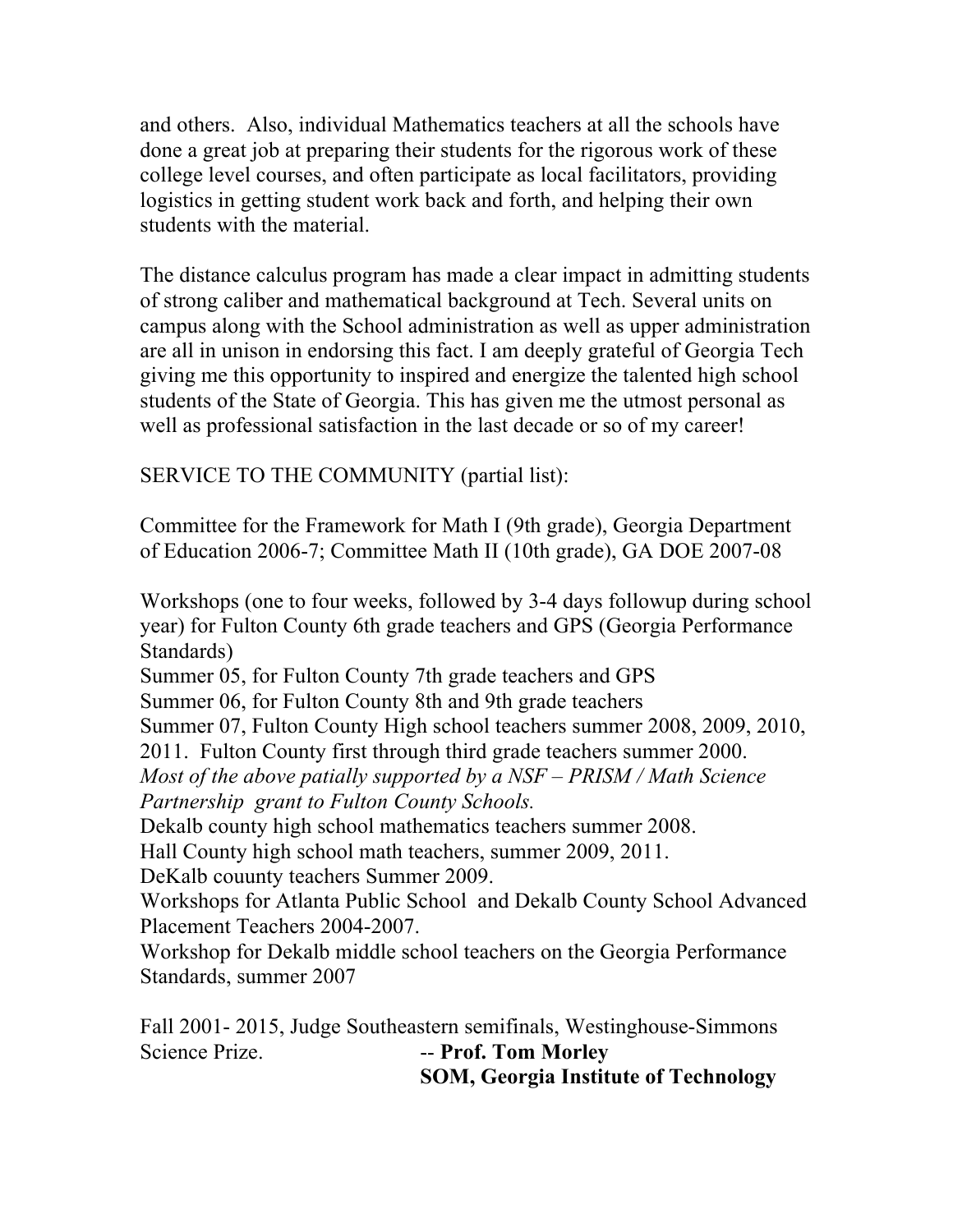and others. Also, individual Mathematics teachers at all the schools have done a great job at preparing their students for the rigorous work of these college level courses, and often participate as local facilitators, providing logistics in getting student work back and forth, and helping their own students with the material.

The distance calculus program has made a clear impact in admitting students of strong caliber and mathematical background at Tech. Several units on campus along with the School administration as well as upper administration are all in unison in endorsing this fact. I am deeply grateful of Georgia Tech giving me this opportunity to inspired and energize the talented high school students of the State of Georgia. This has given me the utmost personal as well as professional satisfaction in the last decade or so of my career!

SERVICE TO THE COMMUNITY (partial list):

Committee for the Framework for Math I (9th grade), Georgia Department of Education 2006-7; Committee Math II (10th grade), GA DOE 2007-08

Workshops (one to four weeks, followed by 3-4 days followup during school year) for Fulton County 6th grade teachers and GPS (Georgia Performance Standards)
Summer 05, for Fulton County 7th grade teachers and GPS
Summer 06, for Fulton County 8th and 9th grade teachers
Summer 07, Fulton County High school teachers summer 2008, 2009, 2010, 2011. Fulton County first through third grade teachers summer 2000.
*Most of the above patially supported by a NSF – PRISM / Math Science Partnership grant to Fulton County Schools.*
Dekalb county high school mathematics teachers summer 2008.
Hall County high school math teachers, summer 2009, 2011.
DeKalb couunty teachers Summer 2009.
Workshops for Atlanta Public School and Dekalb County School Advanced Placement Teachers 2004-2007.
Workshop for Dekalb middle school teachers on the Georgia Performance Standards, summer 2007

Fall 2001- 2015, Judge Southeastern semifinals, Westinghouse-Simmons Science Prize.

-- **Prof. Tom Morley**
**SOM, Georgia Institute of Technology**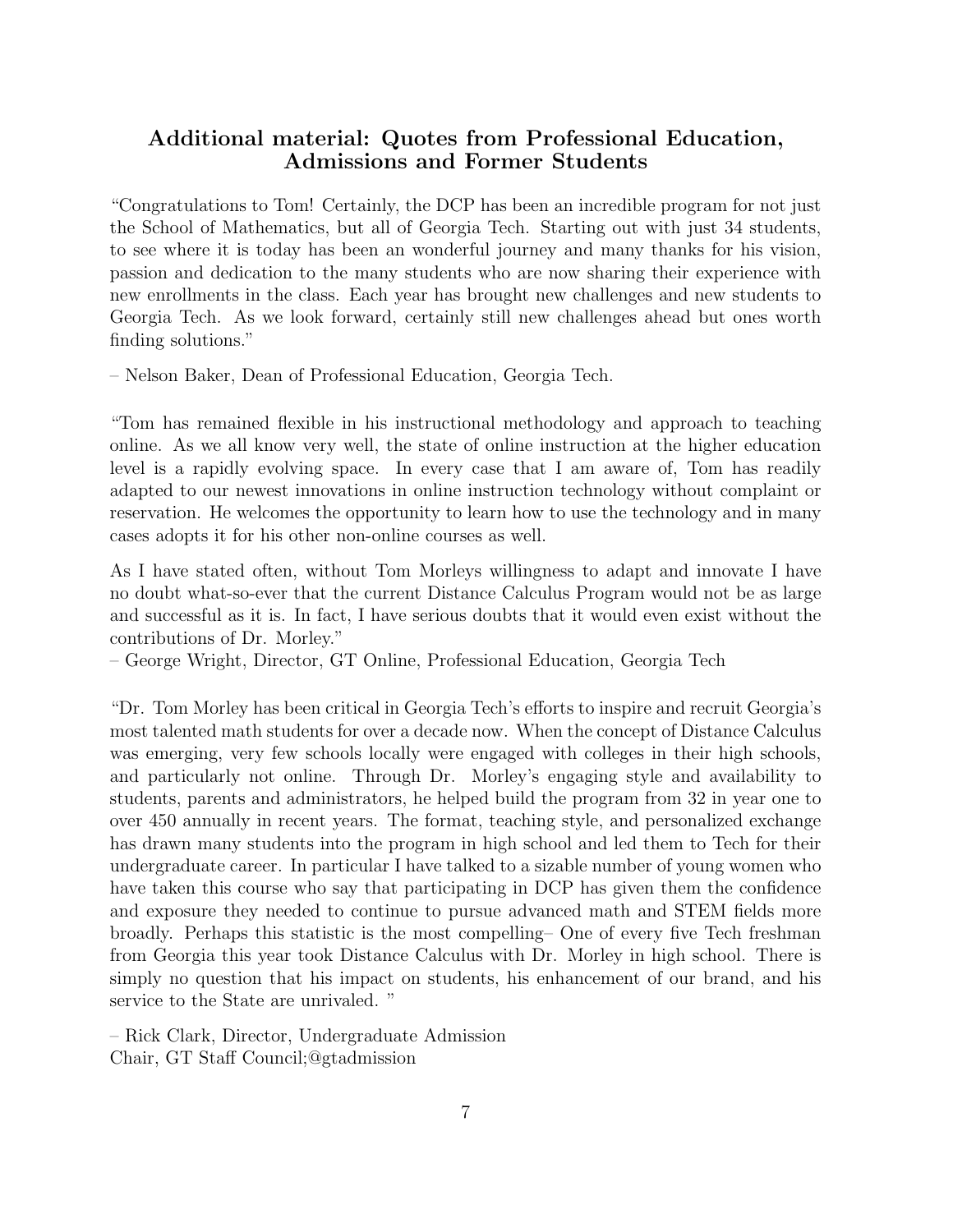## Additional material: Quotes from Professional Education, Admissions and Former Students

"Congratulations to Tom! Certainly, the DCP has been an incredible program for not just the School of Mathematics, but all of Georgia Tech. Starting out with just 34 students, to see where it is today has been an wonderful journey and many thanks for his vision, passion and dedication to the many students who are now sharing their experience with new enrollments in the class. Each year has brought new challenges and new students to Georgia Tech. As we look forward, certainly still new challenges ahead but ones worth finding solutions."

– Nelson Baker, Dean of Professional Education, Georgia Tech.

"Tom has remained flexible in his instructional methodology and approach to teaching online. As we all know very well, the state of online instruction at the higher education level is a rapidly evolving space. In every case that I am aware of, Tom has readily adapted to our newest innovations in online instruction technology without complaint or reservation. He welcomes the opportunity to learn how to use the technology and in many cases adopts it for his other non-online courses as well.

As I have stated often, without Tom Morleys willingness to adapt and innovate I have no doubt what-so-ever that the current Distance Calculus Program would not be as large and successful as it is. In fact, I have serious doubts that it would even exist without the contributions of Dr. Morley."
– George Wright, Director, GT Online, Professional Education, Georgia Tech

"Dr. Tom Morley has been critical in Georgia Tech's efforts to inspire and recruit Georgia's most talented math students for over a decade now. When the concept of Distance Calculus was emerging, very few schools locally were engaged with colleges in their high schools, and particularly not online. Through Dr. Morley's engaging style and availability to students, parents and administrators, he helped build the program from 32 in year one to over 450 annually in recent years. The format, teaching style, and personalized exchange has drawn many students into the program in high school and led them to Tech for their undergraduate career. In particular I have talked to a sizable number of young women who have taken this course who say that participating in DCP has given them the confidence and exposure they needed to continue to pursue advanced math and STEM fields more broadly. Perhaps this statistic is the most compelling– One of every five Tech freshman from Georgia this year took Distance Calculus with Dr. Morley in high school. There is simply no question that his impact on students, his enhancement of our brand, and his service to the State are unrivaled. "

– Rick Clark, Director, Undergraduate Admission
Chair, GT Staff Council;@gtadmission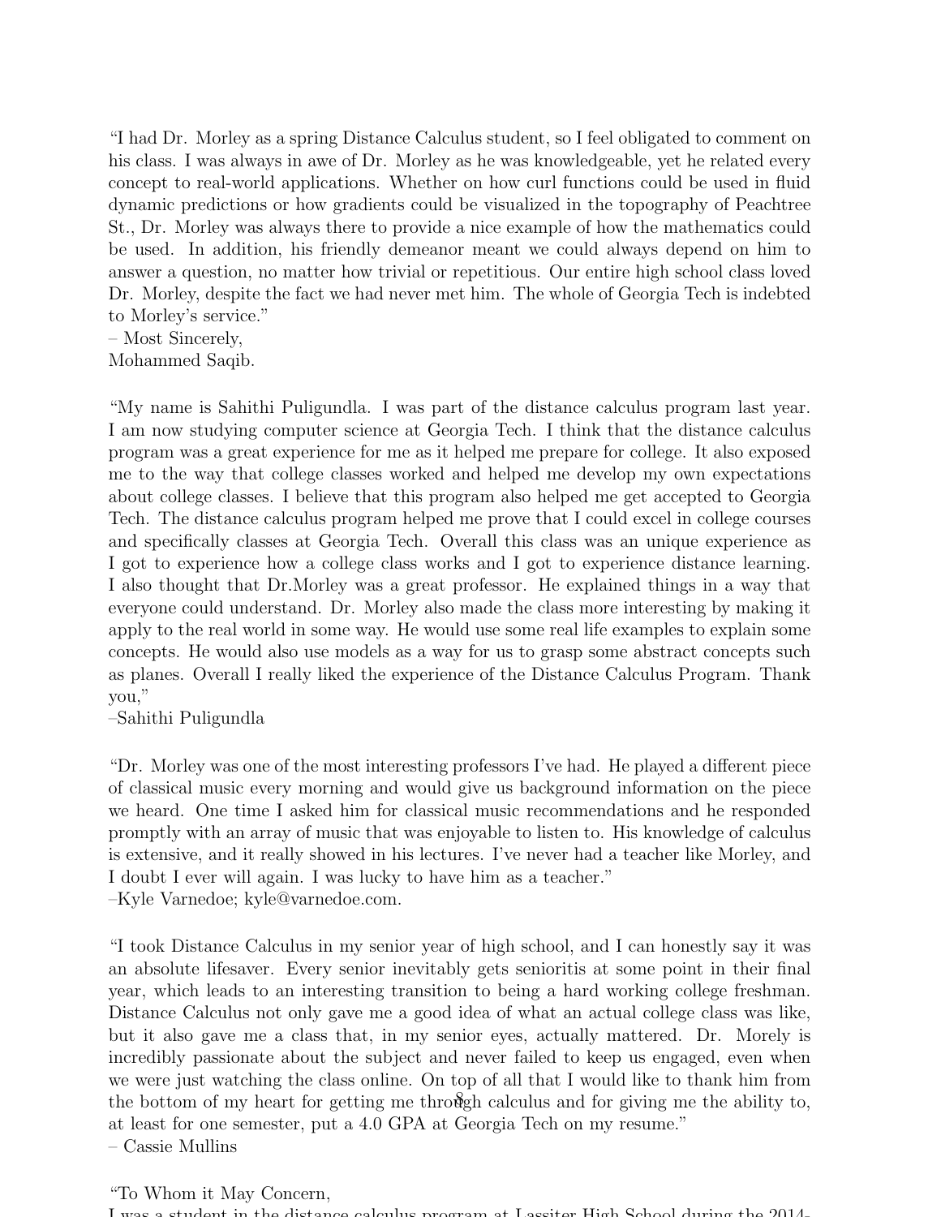"I had Dr. Morley as a spring Distance Calculus student, so I feel obligated to comment on his class. I was always in awe of Dr. Morley as he was knowledgeable, yet he related every concept to real-world applications. Whether on how curl functions could be used in fluid dynamic predictions or how gradients could be visualized in the topography of Peachtree St., Dr. Morley was always there to provide a nice example of how the mathematics could be used. In addition, his friendly demeanor meant we could always depend on him to answer a question, no matter how trivial or repetitious. Our entire high school class loved Dr. Morley, despite the fact we had never met him. The whole of Georgia Tech is indebted to Morley's service."
– Most Sincerely,
Mohammed Saqib.

"My name is Sahithi Puligundla. I was part of the distance calculus program last year. I am now studying computer science at Georgia Tech. I think that the distance calculus program was a great experience for me as it helped me prepare for college. It also exposed me to the way that college classes worked and helped me develop my own expectations about college classes. I believe that this program also helped me get accepted to Georgia Tech. The distance calculus program helped me prove that I could excel in college courses and specifically classes at Georgia Tech. Overall this class was an unique experience as I got to experience how a college class works and I got to experience distance learning. I also thought that Dr.Morley was a great professor. He explained things in a way that everyone could understand. Dr. Morley also made the class more interesting by making it apply to the real world in some way. He would use some real life examples to explain some concepts. He would also use models as a way for us to grasp some abstract concepts such as planes. Overall I really liked the experience of the Distance Calculus Program. Thank you,"
–Sahithi Puligundla

"Dr. Morley was one of the most interesting professors I've had. He played a different piece of classical music every morning and would give us background information on the piece we heard. One time I asked him for classical music recommendations and he responded promptly with an array of music that was enjoyable to listen to. His knowledge of calculus is extensive, and it really showed in his lectures. I've never had a teacher like Morley, and I doubt I ever will again. I was lucky to have him as a teacher."
–Kyle Varnedoe; kyle@varnedoe.com.

"I took Distance Calculus in my senior year of high school, and I can honestly say it was an absolute lifesaver. Every senior inevitably gets senioritis at some point in their final year, which leads to an interesting transition to being a hard working college freshman. Distance Calculus not only gave me a good idea of what an actual college class was like, but it also gave me a class that, in my senior eyes, actually mattered. Dr. Morely is incredibly passionate about the subject and never failed to keep us engaged, even when we were just watching the class online. On top of all that I would like to thank him from the bottom of my heart for getting me through calculus and for giving me the ability to, at least for one semester, put a 4.0 GPA at Georgia Tech on my resume."
– Cassie Mullins

"To Whom it May Concern,
I was a student in the distance calculus program at Lassiter High School during the 2014-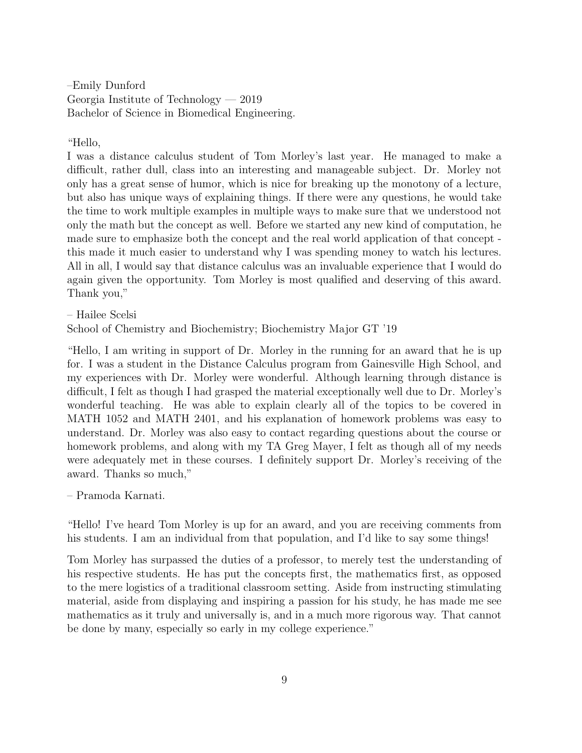–Emily Dunford
Georgia Institute of Technology — 2019
Bachelor of Science in Biomedical Engineering.

"Hello,
I was a distance calculus student of Tom Morley's last year. He managed to make a difficult, rather dull, class into an interesting and manageable subject. Dr. Morley not only has a great sense of humor, which is nice for breaking up the monotony of a lecture, but also has unique ways of explaining things. If there were any questions, he would take the time to work multiple examples in multiple ways to make sure that we understood not only the math but the concept as well. Before we started any new kind of computation, he made sure to emphasize both the concept and the real world application of that concept - this made it much easier to understand why I was spending money to watch his lectures. All in all, I would say that distance calculus was an invaluable experience that I would do again given the opportunity. Tom Morley is most qualified and deserving of this award. Thank you,"

– Hailee Scelsi
School of Chemistry and Biochemistry; Biochemistry Major GT '19

"Hello, I am writing in support of Dr. Morley in the running for an award that he is up for. I was a student in the Distance Calculus program from Gainesville High School, and my experiences with Dr. Morley were wonderful. Although learning through distance is difficult, I felt as though I had grasped the material exceptionally well due to Dr. Morley's wonderful teaching. He was able to explain clearly all of the topics to be covered in MATH 1052 and MATH 2401, and his explanation of homework problems was easy to understand. Dr. Morley was also easy to contact regarding questions about the course or homework problems, and along with my TA Greg Mayer, I felt as though all of my needs were adequately met in these courses. I definitely support Dr. Morley's receiving of the award. Thanks so much,"

– Pramoda Karnati.

"Hello! I've heard Tom Morley is up for an award, and you are receiving comments from his students. I am an individual from that population, and I'd like to say some things!

Tom Morley has surpassed the duties of a professor, to merely test the understanding of his respective students. He has put the concepts first, the mathematics first, as opposed to the mere logistics of a traditional classroom setting. Aside from instructing stimulating material, aside from displaying and inspiring a passion for his study, he has made me see mathematics as it truly and universally is, and in a much more rigorous way. That cannot be done by many, especially so early in my college experience."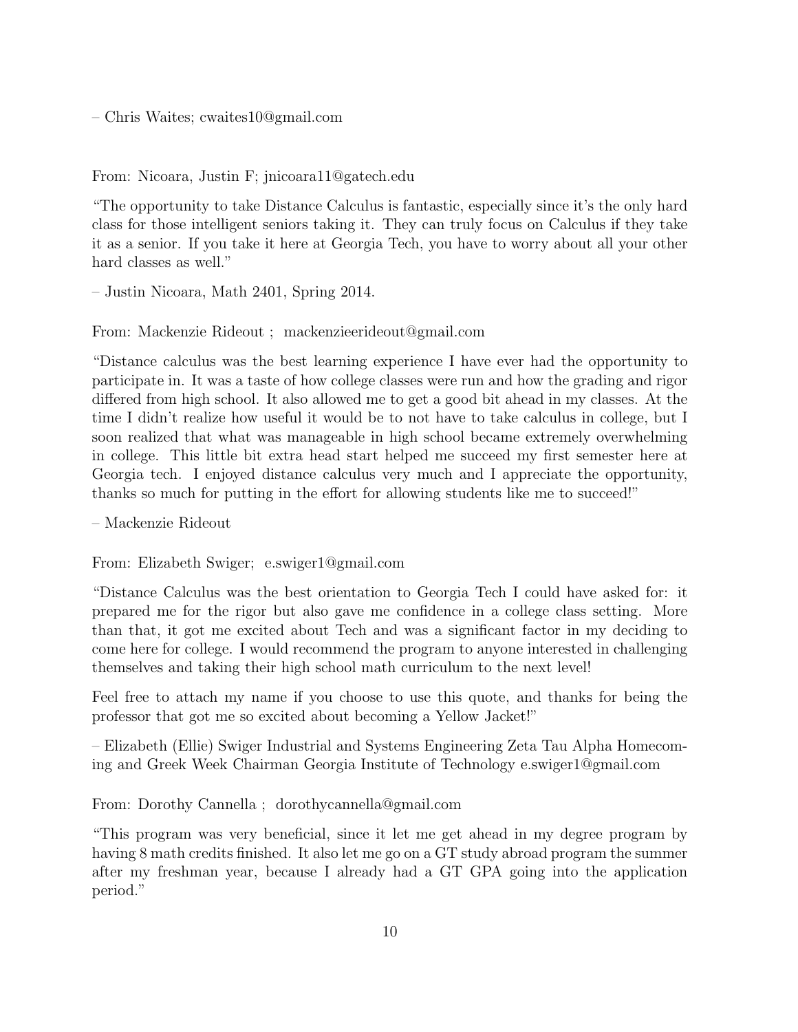– Chris Waites; cwaites10@gmail.com

From: Nicoara, Justin F; jnicoara11@gatech.edu

"The opportunity to take Distance Calculus is fantastic, especially since it's the only hard class for those intelligent seniors taking it. They can truly focus on Calculus if they take it as a senior. If you take it here at Georgia Tech, you have to worry about all your other hard classes as well."

– Justin Nicoara, Math 2401, Spring 2014.

From: Mackenzie Rideout ; mackenzieerideout@gmail.com

"Distance calculus was the best learning experience I have ever had the opportunity to participate in. It was a taste of how college classes were run and how the grading and rigor differed from high school. It also allowed me to get a good bit ahead in my classes. At the time I didn't realize how useful it would be to not have to take calculus in college, but I soon realized that what was manageable in high school became extremely overwhelming in college. This little bit extra head start helped me succeed my first semester here at Georgia tech. I enjoyed distance calculus very much and I appreciate the opportunity, thanks so much for putting in the effort for allowing students like me to succeed!"

– Mackenzie Rideout

From: Elizabeth Swiger; e.swiger1@gmail.com

"Distance Calculus was the best orientation to Georgia Tech I could have asked for: it prepared me for the rigor but also gave me confidence in a college class setting. More than that, it got me excited about Tech and was a significant factor in my deciding to come here for college. I would recommend the program to anyone interested in challenging themselves and taking their high school math curriculum to the next level!

Feel free to attach my name if you choose to use this quote, and thanks for being the professor that got me so excited about becoming a Yellow Jacket!"

– Elizabeth (Ellie) Swiger Industrial and Systems Engineering Zeta Tau Alpha Homecoming and Greek Week Chairman Georgia Institute of Technology e.swiger1@gmail.com

From: Dorothy Cannella ; dorothycannella@gmail.com

"This program was very beneficial, since it let me get ahead in my degree program by having 8 math credits finished. It also let me go on a GT study abroad program the summer after my freshman year, because I already had a GT GPA going into the application period."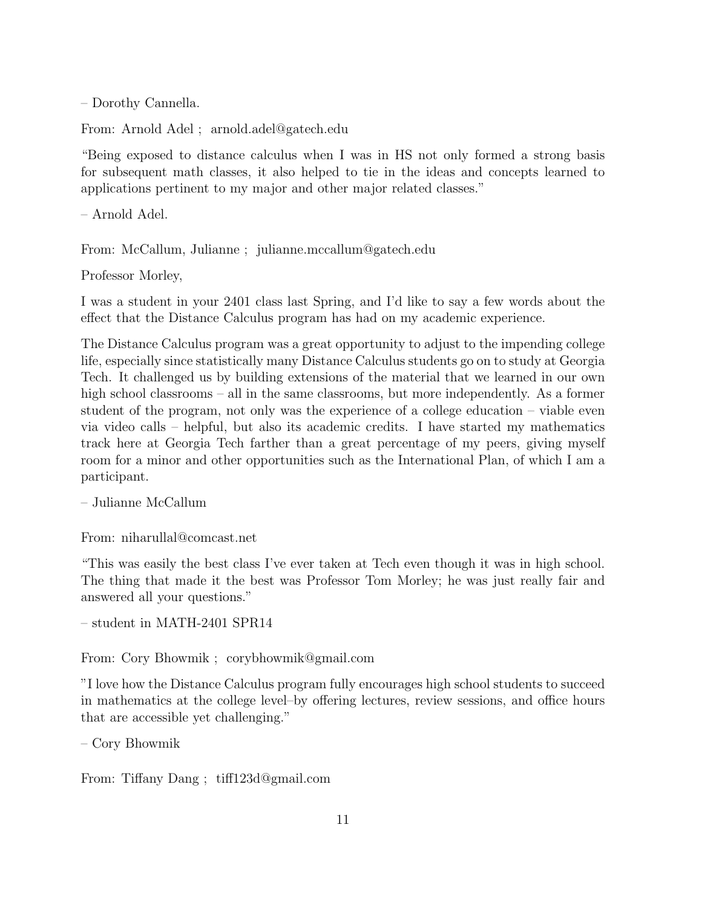– Dorothy Cannella.

From: Arnold Adel ; arnold.adel@gatech.edu

“Being exposed to distance calculus when I was in HS not only formed a strong basis for subsequent math classes, it also helped to tie in the ideas and concepts learned to applications pertinent to my major and other major related classes.”

– Arnold Adel.

From: McCallum, Julianne ; julianne.mccallum@gatech.edu

Professor Morley,

I was a student in your 2401 class last Spring, and I’d like to say a few words about the effect that the Distance Calculus program has had on my academic experience.

The Distance Calculus program was a great opportunity to adjust to the impending college life, especially since statistically many Distance Calculus students go on to study at Georgia Tech. It challenged us by building extensions of the material that we learned in our own high school classrooms – all in the same classrooms, but more independently. As a former student of the program, not only was the experience of a college education – viable even via video calls – helpful, but also its academic credits. I have started my mathematics track here at Georgia Tech farther than a great percentage of my peers, giving myself room for a minor and other opportunities such as the International Plan, of which I am a participant.

– Julianne McCallum

From: niharullal@comcast.net

“This was easily the best class I’ve ever taken at Tech even though it was in high school. The thing that made it the best was Professor Tom Morley; he was just really fair and answered all your questions.”

– student in MATH-2401 SPR14

From: Cory Bhowmik ; corybhowmik@gmail.com

”I love how the Distance Calculus program fully encourages high school students to succeed in mathematics at the college level–by offering lectures, review sessions, and office hours that are accessible yet challenging.”

– Cory Bhowmik

From: Tiffany Dang ; tiff123d@gmail.com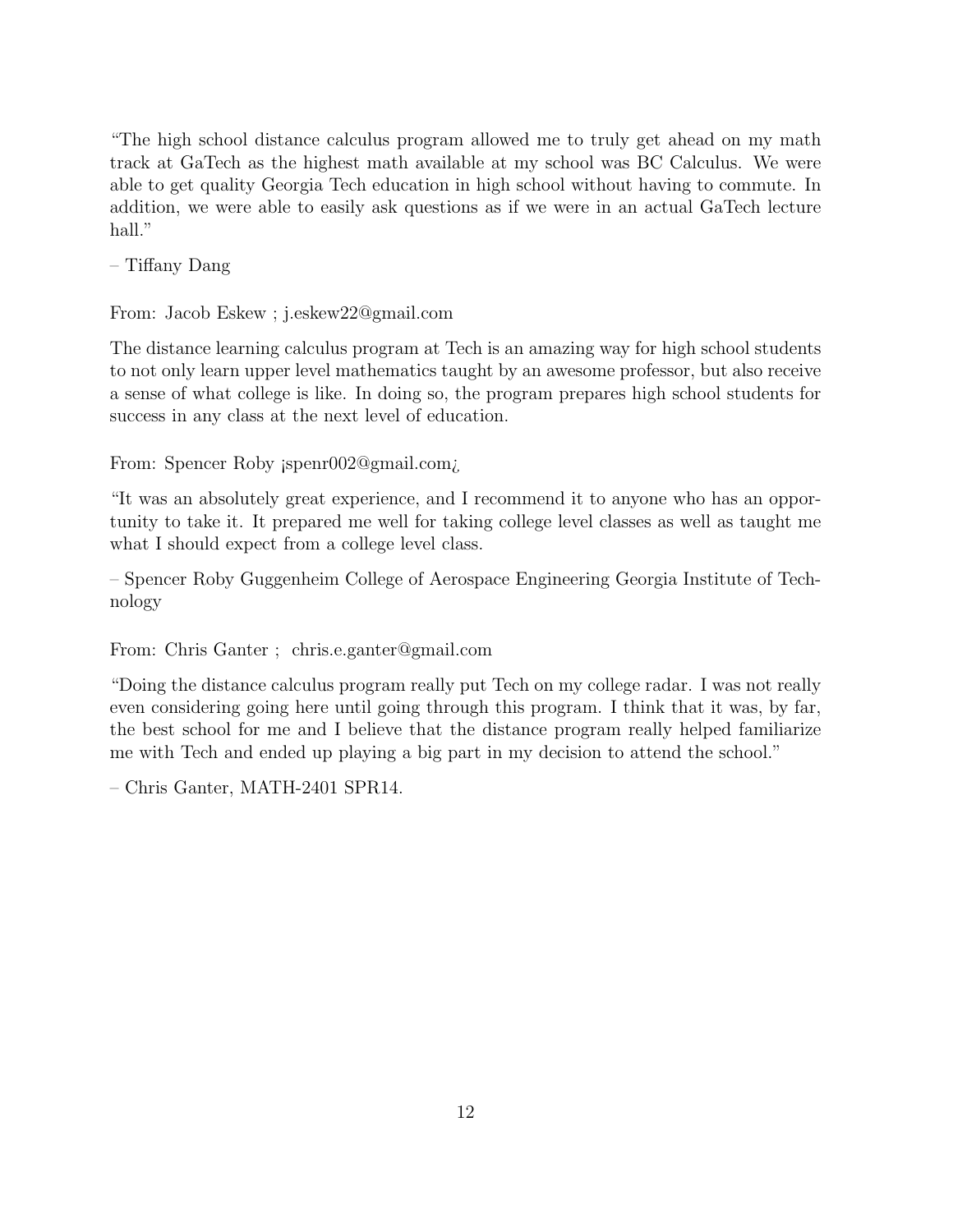"The high school distance calculus program allowed me to truly get ahead on my math track at GaTech as the highest math available at my school was BC Calculus. We were able to get quality Georgia Tech education in high school without having to commute. In addition, we were able to easily ask questions as if we were in an actual GaTech lecture hall."

– Tiffany Dang

From: Jacob Eskew ; j.eskew22@gmail.com

The distance learning calculus program at Tech is an amazing way for high school students to not only learn upper level mathematics taught by an awesome professor, but also receive a sense of what college is like. In doing so, the program prepares high school students for success in any class at the next level of education.

From: Spencer Roby ¡spenr002@gmail.com¿

"It was an absolutely great experience, and I recommend it to anyone who has an opportunity to take it. It prepared me well for taking college level classes as well as taught me what I should expect from a college level class.

– Spencer Roby Guggenheim College of Aerospace Engineering Georgia Institute of Technology

From: Chris Ganter ; chris.e.ganter@gmail.com

"Doing the distance calculus program really put Tech on my college radar. I was not really even considering going here until going through this program. I think that it was, by far, the best school for me and I believe that the distance program really helped familiarize me with Tech and ended up playing a big part in my decision to attend the school."

– Chris Ganter, MATH-2401 SPR14.